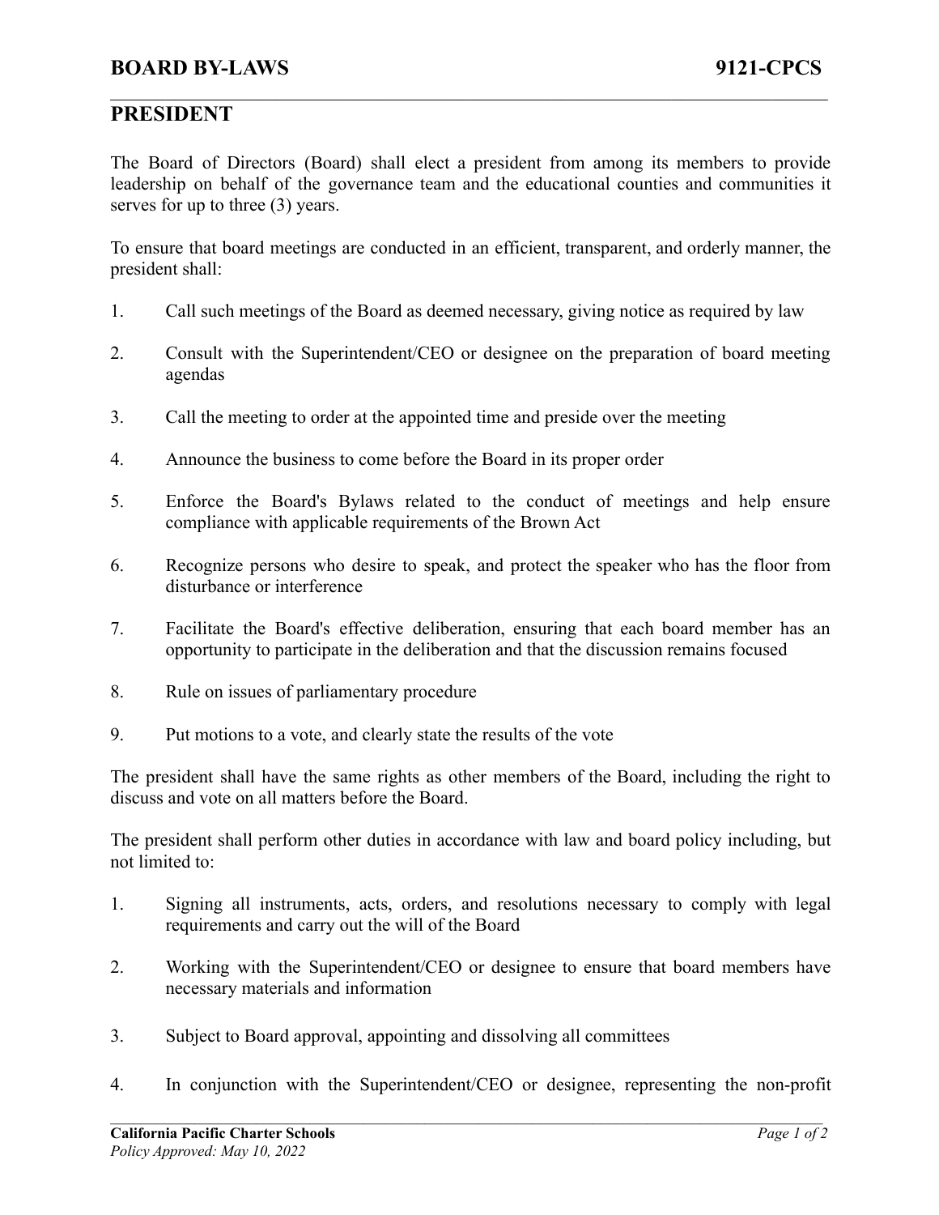# BOARD BY-LAWS 9121-CPCS

## PRESIDENT

The Board of Directors (Board) shall elect a president from among its members to provide leadership on behalf of the governance team and the educational counties and communities it serves for up to three (3) years.

To ensure that board meetings are conducted in an efficient, transparent, and orderly manner, the president shall:

1. Call such meetings of the Board as deemed necessary, giving notice as required by law

2. Consult with the Superintendent/CEO or designee on the preparation of board meeting agendas

3. Call the meeting to order at the appointed time and preside over the meeting

4. Announce the business to come before the Board in its proper order

5. Enforce the Board's Bylaws related to the conduct of meetings and help ensure compliance with applicable requirements of the Brown Act

6. Recognize persons who desire to speak, and protect the speaker who has the floor from disturbance or interference

7. Facilitate the Board's effective deliberation, ensuring that each board member has an opportunity to participate in the deliberation and that the discussion remains focused

8. Rule on issues of parliamentary procedure

9. Put motions to a vote, and clearly state the results of the vote

The president shall have the same rights as other members of the Board, including the right to discuss and vote on all matters before the Board.

The president shall perform other duties in accordance with law and board policy including, but not limited to:

1. Signing all instruments, acts, orders, and resolutions necessary to comply with legal requirements and carry out the will of the Board

2. Working with the Superintendent/CEO or designee to ensure that board members have necessary materials and information

3. Subject to Board approval, appointing and dissolving all committees

4. In conjunction with the Superintendent/CEO or designee, representing the non-profit

**California Pacific Charter Schools**

*Policy Approved: May 10, 2022*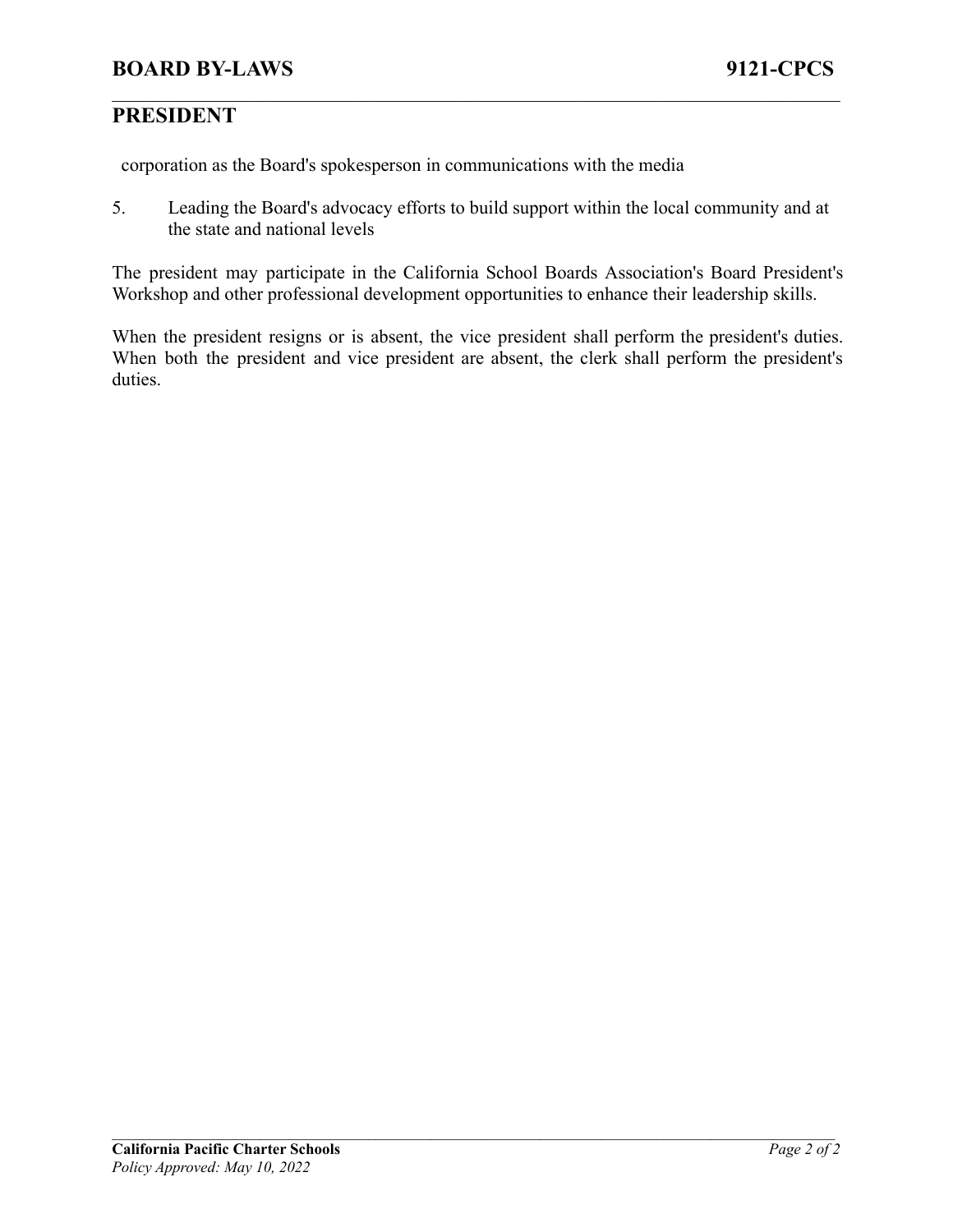corporation as the Board's spokesperson in communications with the media

5. Leading the Board's advocacy efforts to build support within the local community and at the state and national levels

The president may participate in the California School Boards Association's Board President's Workshop and other professional development opportunities to enhance their leadership skills.

When the president resigns or is absent, the vice president shall perform the president's duties. When both the president and vice president are absent, the clerk shall perform the president's duties.